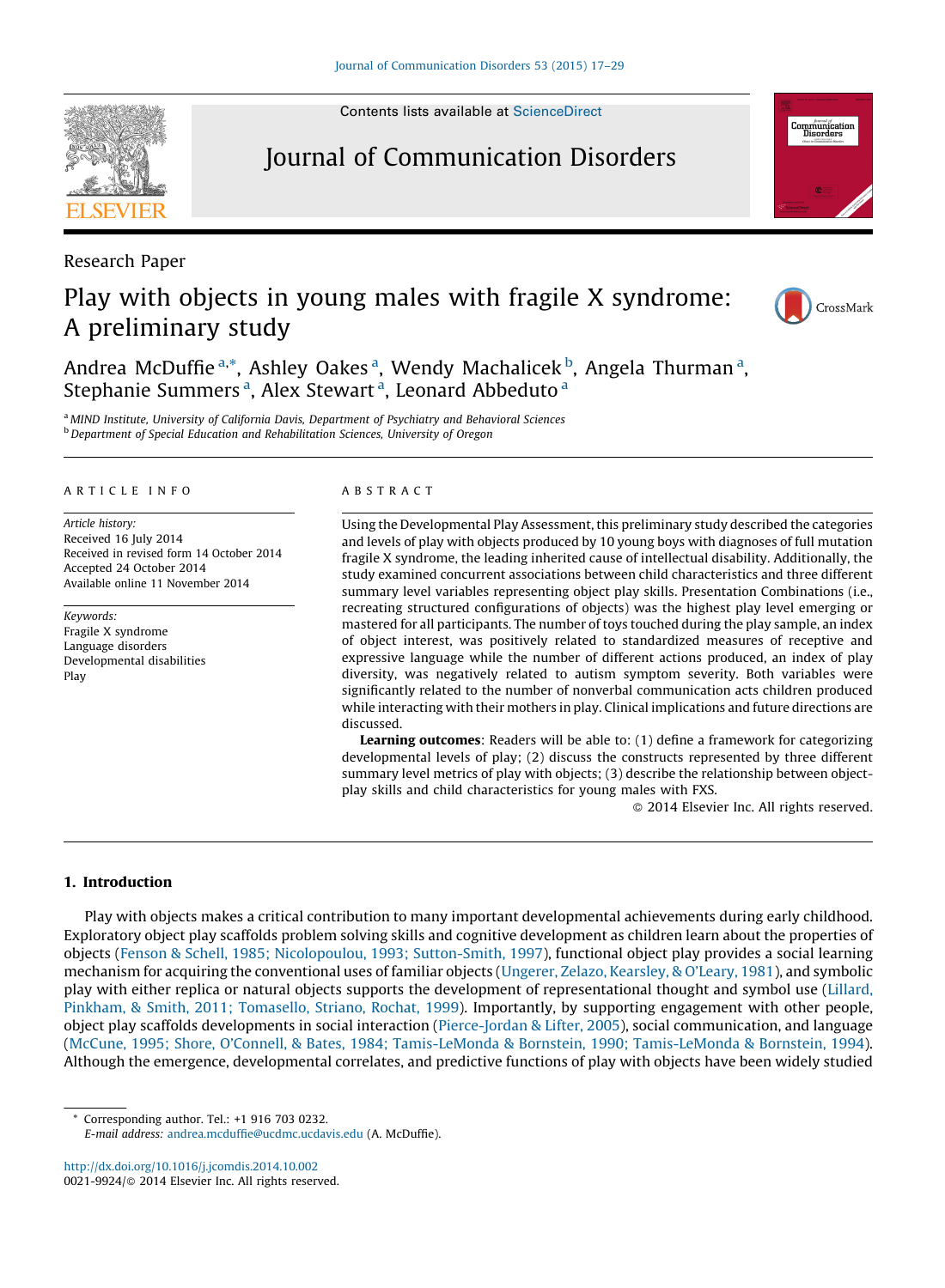Contents lists available at ScienceDirect

# Journal of Communication Disorders

Research Paper

# Play with objects in young males with fragile X syndrome: A preliminary study

Andrea McDuffie [a,*], Ashley Oakes [a], Wendy Machalicek [b], Angela Thurman [a], Stephanie Summers [a], Alex Stewart [a], Leonard Abbeduto [a]

[a] MIND Institute, University of California Davis, Department of Psychiatry and Behavioral Sciences
[b] Department of Special Education and Rehabilitation Sciences, University of Oregon

ARTICLE INFO

*Article history:*
Received 16 July 2014
Received in revised form 14 October 2014
Accepted 24 October 2014
Available online 11 November 2014

*Keywords:*
Fragile X syndrome
Language disorders
Developmental disabilities
Play

ABSTRACT

Using the Developmental Play Assessment, this preliminary study described the categories and levels of play with objects produced by 10 young boys with diagnoses of full mutation fragile X syndrome, the leading inherited cause of intellectual disability. Additionally, the study examined concurrent associations between child characteristics and three different summary level variables representing object play skills. Presentation Combinations (i.e., recreating structured configurations of objects) was the highest play level emerging or mastered for all participants. The number of toys touched during the play sample, an index of object interest, was positively related to standardized measures of receptive and expressive language while the number of different actions produced, an index of play diversity, was negatively related to autism symptom severity. Both variables were significantly related to the number of nonverbal communication acts children produced while interacting with their mothers in play. Clinical implications and future directions are discussed.

**Learning outcomes**: Readers will be able to: (1) define a framework for categorizing developmental levels of play; (2) discuss the constructs represented by three different summary level metrics of play with objects; (3) describe the relationship between object-play skills and child characteristics for young males with FXS.

© 2014 Elsevier Inc. All rights reserved.

## 1. Introduction

Play with objects makes a critical contribution to many important developmental achievements during early childhood. Exploratory object play scaffolds problem solving skills and cognitive development as children learn about the properties of objects (Fenson & Schell, 1985; Nicolopoulou, 1993; Sutton-Smith, 1997), functional object play provides a social learning mechanism for acquiring the conventional uses of familiar objects (Ungerer, Zelazo, Kearsley, & O'Leary, 1981), and symbolic play with either replica or natural objects supports the development of representational thought and symbol use (Lillard, Pinkham, & Smith, 2011; Tomasello, Striano, Rochat, 1999). Importantly, by supporting engagement with other people, object play scaffolds developments in social interaction (Pierce-Jordan & Lifter, 2005), social communication, and language (McCune, 1995; Shore, O'Connell, & Bates, 1984; Tamis-LeMonda & Bornstein, 1990; Tamis-LeMonda & Bornstein, 1994). Although the emergence, developmental correlates, and predictive functions of play with objects have been widely studied

* Corresponding author. Tel.: +1 916 703 0232.
*E-mail address:* andrea.mcduffie@ucdmc.ucdavis.edu (A. McDuffie).

http://dx.doi.org/10.1016/j.jcomdis.2014.10.002
0021-9924/© 2014 Elsevier Inc. All rights reserved.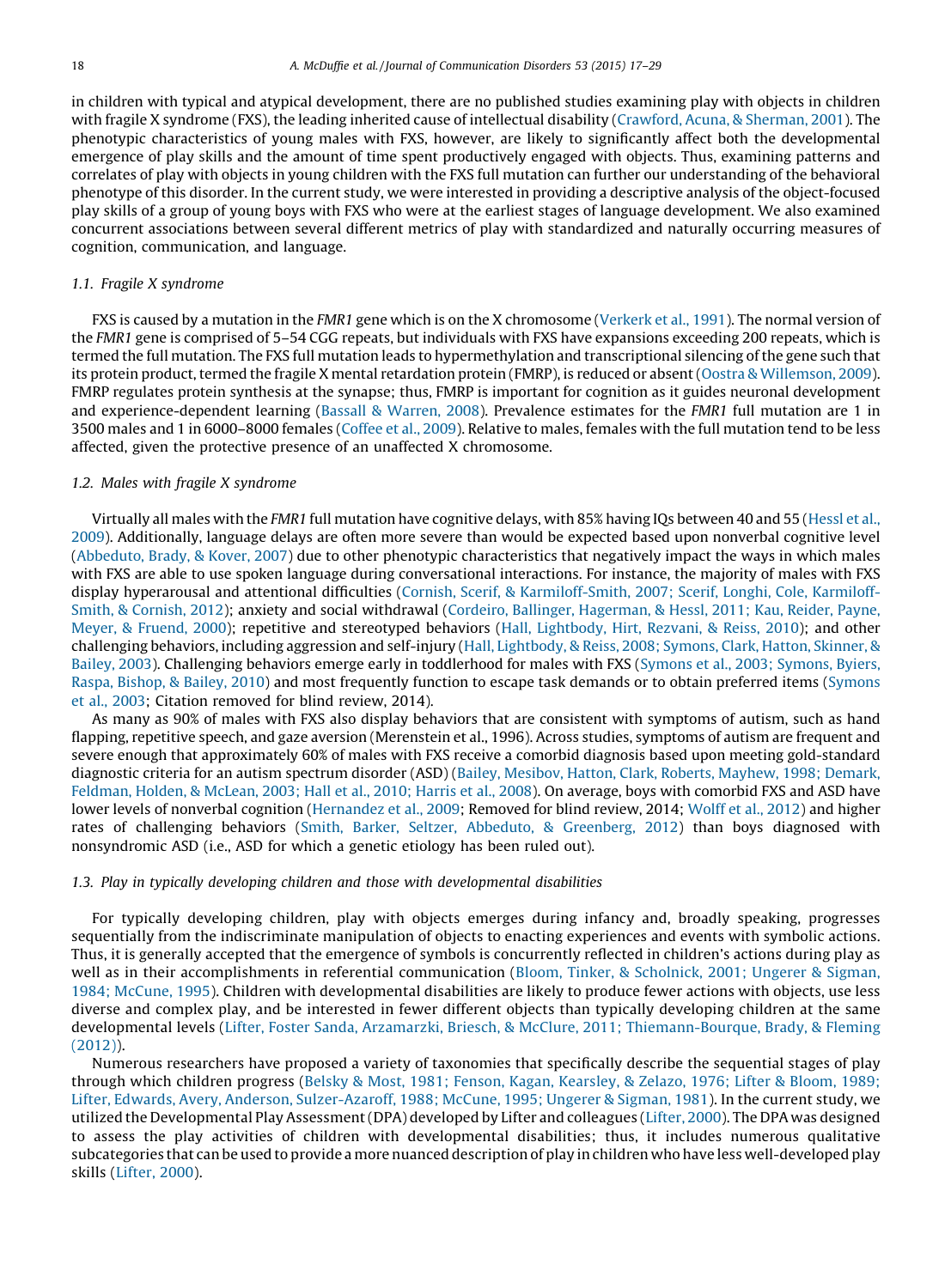in children with typical and atypical development, there are no published studies examining play with objects in children with fragile X syndrome (FXS), the leading inherited cause of intellectual disability (Crawford, Acuna, & Sherman, 2001). The phenotypic characteristics of young males with FXS, however, are likely to significantly affect both the developmental emergence of play skills and the amount of time spent productively engaged with objects. Thus, examining patterns and correlates of play with objects in young children with the FXS full mutation can further our understanding of the behavioral phenotype of this disorder. In the current study, we were interested in providing a descriptive analysis of the object-focused play skills of a group of young boys with FXS who were at the earliest stages of language development. We also examined concurrent associations between several different metrics of play with standardized and naturally occurring measures of cognition, communication, and language.

### 1.1. Fragile X syndrome

FXS is caused by a mutation in the *FMR1* gene which is on the X chromosome (Verkerk et al., 1991). The normal version of the *FMR1* gene is comprised of 5–54 CGG repeats, but individuals with FXS have expansions exceeding 200 repeats, which is termed the full mutation. The FXS full mutation leads to hypermethylation and transcriptional silencing of the gene such that its protein product, termed the fragile X mental retardation protein (FMRP), is reduced or absent (Oostra & Willemson, 2009). FMRP regulates protein synthesis at the synapse; thus, FMRP is important for cognition as it guides neuronal development and experience-dependent learning (Bassall & Warren, 2008). Prevalence estimates for the *FMR1* full mutation are 1 in 3500 males and 1 in 6000–8000 females (Coffee et al., 2009). Relative to males, females with the full mutation tend to be less affected, given the protective presence of an unaffected X chromosome.

### 1.2. Males with fragile X syndrome

Virtually all males with the *FMR1* full mutation have cognitive delays, with 85% having IQs between 40 and 55 (Hessl et al., 2009). Additionally, language delays are often more severe than would be expected based upon nonverbal cognitive level (Abbeduto, Brady, & Kover, 2007) due to other phenotypic characteristics that negatively impact the ways in which males with FXS are able to use spoken language during conversational interactions. For instance, the majority of males with FXS display hyperarousal and attentional difficulties (Cornish, Scerif, & Karmiloff-Smith, 2007; Scerif, Longhi, Cole, Karmiloff-Smith, & Cornish, 2012); anxiety and social withdrawal (Cordeiro, Ballinger, Hagerman, & Hessl, 2011; Kau, Reider, Payne, Meyer, & Fruend, 2000); repetitive and stereotyped behaviors (Hall, Lightbody, Hirt, Rezvani, & Reiss, 2010); and other challenging behaviors, including aggression and self-injury (Hall, Lightbody, & Reiss, 2008; Symons, Clark, Hatton, Skinner, & Bailey, 2003). Challenging behaviors emerge early in toddlerhood for males with FXS (Symons et al., 2003; Symons, Byiers, Raspa, Bishop, & Bailey, 2010) and most frequently function to escape task demands or to obtain preferred items (Symons et al., 2003; Citation removed for blind review, 2014).

As many as 90% of males with FXS also display behaviors that are consistent with symptoms of autism, such as hand flapping, repetitive speech, and gaze aversion (Merenstein et al., 1996). Across studies, symptoms of autism are frequent and severe enough that approximately 60% of males with FXS receive a comorbid diagnosis based upon meeting gold-standard diagnostic criteria for an autism spectrum disorder (ASD) (Bailey, Mesibov, Hatton, Clark, Roberts, Mayhew, 1998; Demark, Feldman, Holden, & McLean, 2003; Hall et al., 2010; Harris et al., 2008). On average, boys with comorbid FXS and ASD have lower levels of nonverbal cognition (Hernandez et al., 2009; Removed for blind review, 2014; Wolff et al., 2012) and higher rates of challenging behaviors (Smith, Barker, Seltzer, Abbeduto, & Greenberg, 2012) than boys diagnosed with nonsyndromic ASD (i.e., ASD for which a genetic etiology has been ruled out).

### 1.3. Play in typically developing children and those with developmental disabilities

For typically developing children, play with objects emerges during infancy and, broadly speaking, progresses sequentially from the indiscriminate manipulation of objects to enacting experiences and events with symbolic actions. Thus, it is generally accepted that the emergence of symbols is concurrently reflected in children's actions during play as well as in their accomplishments in referential communication (Bloom, Tinker, & Scholnick, 2001; Ungerer & Sigman, 1984; McCune, 1995). Children with developmental disabilities are likely to produce fewer actions with objects, use less diverse and complex play, and be interested in fewer different objects than typically developing children at the same developmental levels (Lifter, Foster Sanda, Arzamarzki, Briesch, & McClure, 2011; Thiemann-Bourque, Brady, & Fleming (2012)).

Numerous researchers have proposed a variety of taxonomies that specifically describe the sequential stages of play through which children progress (Belsky & Most, 1981; Fenson, Kagan, Kearsley, & Zelazo, 1976; Lifter & Bloom, 1989; Lifter, Edwards, Avery, Anderson, Sulzer-Azaroff, 1988; McCune, 1995; Ungerer & Sigman, 1981). In the current study, we utilized the Developmental Play Assessment (DPA) developed by Lifter and colleagues (Lifter, 2000). The DPA was designed to assess the play activities of children with developmental disabilities; thus, it includes numerous qualitative subcategories that can be used to provide a more nuanced description of play in children who have less well-developed play skills (Lifter, 2000).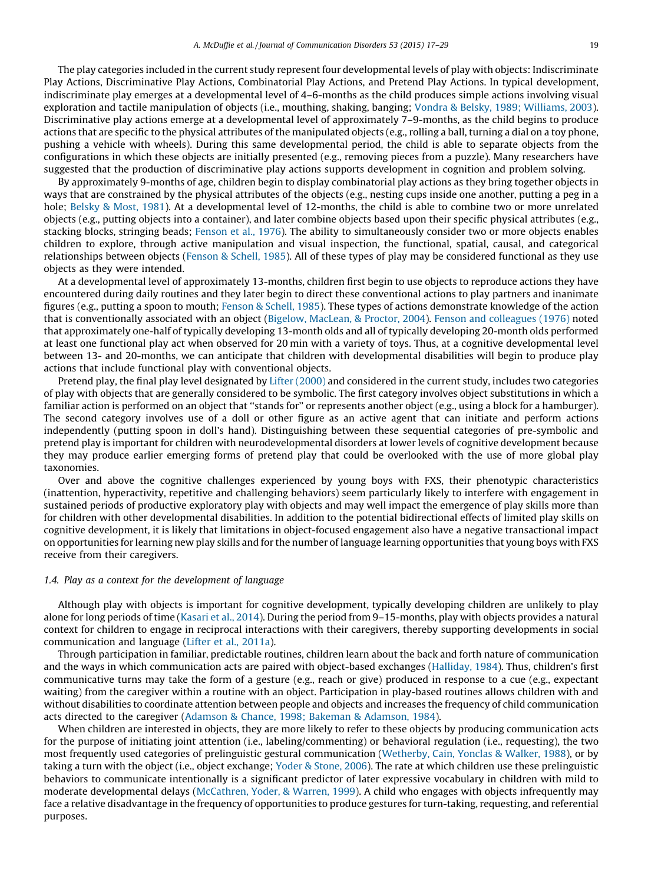The play categories included in the current study represent four developmental levels of play with objects: Indiscriminate Play Actions, Discriminative Play Actions, Combinatorial Play Actions, and Pretend Play Actions. In typical development, indiscriminate play emerges at a developmental level of 4–6-months as the child produces simple actions involving visual exploration and tactile manipulation of objects (i.e., mouthing, shaking, banging; Vondra & Belsky, 1989; Williams, 2003). Discriminative play actions emerge at a developmental level of approximately 7–9-months, as the child begins to produce actions that are specific to the physical attributes of the manipulated objects (e.g., rolling a ball, turning a dial on a toy phone, pushing a vehicle with wheels). During this same developmental period, the child is able to separate objects from the configurations in which these objects are initially presented (e.g., removing pieces from a puzzle). Many researchers have suggested that the production of discriminative play actions supports development in cognition and problem solving.

By approximately 9-months of age, children begin to display combinatorial play actions as they bring together objects in ways that are constrained by the physical attributes of the objects (e.g., nesting cups inside one another, putting a peg in a hole; Belsky & Most, 1981). At a developmental level of 12-months, the child is able to combine two or more unrelated objects (e.g., putting objects into a container), and later combine objects based upon their specific physical attributes (e.g., stacking blocks, stringing beads; Fenson et al., 1976). The ability to simultaneously consider two or more objects enables children to explore, through active manipulation and visual inspection, the functional, spatial, causal, and categorical relationships between objects (Fenson & Schell, 1985). All of these types of play may be considered functional as they use objects as they were intended.

At a developmental level of approximately 13-months, children first begin to use objects to reproduce actions they have encountered during daily routines and they later begin to direct these conventional actions to play partners and inanimate figures (e.g., putting a spoon to mouth; Fenson & Schell, 1985). These types of actions demonstrate knowledge of the action that is conventionally associated with an object (Bigelow, MacLean, & Proctor, 2004). Fenson and colleagues (1976) noted that approximately one-half of typically developing 13-month olds and all of typically developing 20-month olds performed at least one functional play act when observed for 20 min with a variety of toys. Thus, at a cognitive developmental level between 13- and 20-months, we can anticipate that children with developmental disabilities will begin to produce play actions that include functional play with conventional objects.

Pretend play, the final play level designated by Lifter (2000) and considered in the current study, includes two categories of play with objects that are generally considered to be symbolic. The first category involves object substitutions in which a familiar action is performed on an object that "stands for" or represents another object (e.g., using a block for a hamburger). The second category involves use of a doll or other figure as an active agent that can initiate and perform actions independently (putting spoon in doll's hand). Distinguishing between these sequential categories of pre-symbolic and pretend play is important for children with neurodevelopmental disorders at lower levels of cognitive development because they may produce earlier emerging forms of pretend play that could be overlooked with the use of more global play taxonomies.

Over and above the cognitive challenges experienced by young boys with FXS, their phenotypic characteristics (inattention, hyperactivity, repetitive and challenging behaviors) seem particularly likely to interfere with engagement in sustained periods of productive exploratory play with objects and may well impact the emergence of play skills more than for children with other developmental disabilities. In addition to the potential bidirectional effects of limited play skills on cognitive development, it is likely that limitations in object-focused engagement also have a negative transactional impact on opportunities for learning new play skills and for the number of language learning opportunities that young boys with FXS receive from their caregivers.

### *1.4. Play as a context for the development of language*

Although play with objects is important for cognitive development, typically developing children are unlikely to play alone for long periods of time (Kasari et al., 2014). During the period from 9–15-months, play with objects provides a natural context for children to engage in reciprocal interactions with their caregivers, thereby supporting developments in social communication and language (Lifter et al., 2011a).

Through participation in familiar, predictable routines, children learn about the back and forth nature of communication and the ways in which communication acts are paired with object-based exchanges (Halliday, 1984). Thus, children's first communicative turns may take the form of a gesture (e.g., reach or give) produced in response to a cue (e.g., expectant waiting) from the caregiver within a routine with an object. Participation in play-based routines allows children with and without disabilities to coordinate attention between people and objects and increases the frequency of child communication acts directed to the caregiver (Adamson & Chance, 1998; Bakeman & Adamson, 1984).

When children are interested in objects, they are more likely to refer to these objects by producing communication acts for the purpose of initiating joint attention (i.e., labeling/commenting) or behavioral regulation (i.e., requesting), the two most frequently used categories of prelinguistic gestural communication (Wetherby, Cain, Yonclas & Walker, 1988), or by taking a turn with the object (i.e., object exchange; Yoder & Stone, 2006). The rate at which children use these prelinguistic behaviors to communicate intentionally is a significant predictor of later expressive vocabulary in children with mild to moderate developmental delays (McCathren, Yoder, & Warren, 1999). A child who engages with objects infrequently may face a relative disadvantage in the frequency of opportunities to produce gestures for turn-taking, requesting, and referential purposes.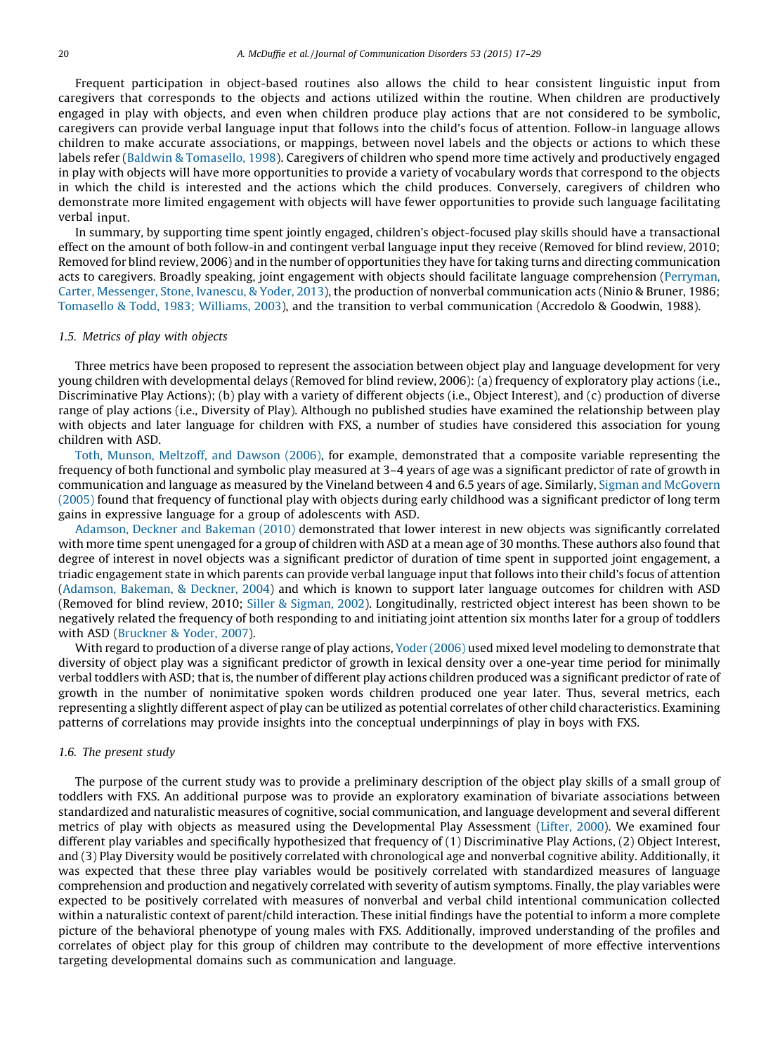Frequent participation in object-based routines also allows the child to hear consistent linguistic input from caregivers that corresponds to the objects and actions utilized within the routine. When children are productively engaged in play with objects, and even when children produce play actions that are not considered to be symbolic, caregivers can provide verbal language input that follows into the child's focus of attention. Follow-in language allows children to make accurate associations, or mappings, between novel labels and the objects or actions to which these labels refer (Baldwin & Tomasello, 1998). Caregivers of children who spend more time actively and productively engaged in play with objects will have more opportunities to provide a variety of vocabulary words that correspond to the objects in which the child is interested and the actions which the child produces. Conversely, caregivers of children who demonstrate more limited engagement with objects will have fewer opportunities to provide such language facilitating verbal input.

In summary, by supporting time spent jointly engaged, children's object-focused play skills should have a transactional effect on the amount of both follow-in and contingent verbal language input they receive (Removed for blind review, 2010; Removed for blind review, 2006) and in the number of opportunities they have for taking turns and directing communication acts to caregivers. Broadly speaking, joint engagement with objects should facilitate language comprehension (Perryman, Carter, Messenger, Stone, Ivanescu, & Yoder, 2013), the production of nonverbal communication acts (Ninio & Bruner, 1986; Tomasello & Todd, 1983; Williams, 2003), and the transition to verbal communication (Accredolo & Goodwin, 1988).

### *1.5. Metrics of play with objects*

Three metrics have been proposed to represent the association between object play and language development for very young children with developmental delays (Removed for blind review, 2006): (a) frequency of exploratory play actions (i.e., Discriminative Play Actions); (b) play with a variety of different objects (i.e., Object Interest), and (c) production of diverse range of play actions (i.e., Diversity of Play). Although no published studies have examined the relationship between play with objects and later language for children with FXS, a number of studies have considered this association for young children with ASD.

Toth, Munson, Meltzoff, and Dawson (2006), for example, demonstrated that a composite variable representing the frequency of both functional and symbolic play measured at 3–4 years of age was a significant predictor of rate of growth in communication and language as measured by the Vineland between 4 and 6.5 years of age. Similarly, Sigman and McGovern (2005) found that frequency of functional play with objects during early childhood was a significant predictor of long term gains in expressive language for a group of adolescents with ASD.

Adamson, Deckner and Bakeman (2010) demonstrated that lower interest in new objects was significantly correlated with more time spent unengaged for a group of children with ASD at a mean age of 30 months. These authors also found that degree of interest in novel objects was a significant predictor of duration of time spent in supported joint engagement, a triadic engagement state in which parents can provide verbal language input that follows into their child's focus of attention (Adamson, Bakeman, & Deckner, 2004) and which is known to support later language outcomes for children with ASD (Removed for blind review, 2010; Siller & Sigman, 2002). Longitudinally, restricted object interest has been shown to be negatively related the frequency of both responding to and initiating joint attention six months later for a group of toddlers with ASD (Bruckner & Yoder, 2007).

With regard to production of a diverse range of play actions, Yoder (2006) used mixed level modeling to demonstrate that diversity of object play was a significant predictor of growth in lexical density over a one-year time period for minimally verbal toddlers with ASD; that is, the number of different play actions children produced was a significant predictor of rate of growth in the number of nonimitative spoken words children produced one year later. Thus, several metrics, each representing a slightly different aspect of play can be utilized as potential correlates of other child characteristics. Examining patterns of correlations may provide insights into the conceptual underpinnings of play in boys with FXS.

### *1.6. The present study*

The purpose of the current study was to provide a preliminary description of the object play skills of a small group of toddlers with FXS. An additional purpose was to provide an exploratory examination of bivariate associations between standardized and naturalistic measures of cognitive, social communication, and language development and several different metrics of play with objects as measured using the Developmental Play Assessment (Lifter, 2000). We examined four different play variables and specifically hypothesized that frequency of (1) Discriminative Play Actions, (2) Object Interest, and (3) Play Diversity would be positively correlated with chronological age and nonverbal cognitive ability. Additionally, it was expected that these three play variables would be positively correlated with standardized measures of language comprehension and production and negatively correlated with severity of autism symptoms. Finally, the play variables were expected to be positively correlated with measures of nonverbal and verbal child intentional communication collected within a naturalistic context of parent/child interaction. These initial findings have the potential to inform a more complete picture of the behavioral phenotype of young males with FXS. Additionally, improved understanding of the profiles and correlates of object play for this group of children may contribute to the development of more effective interventions targeting developmental domains such as communication and language.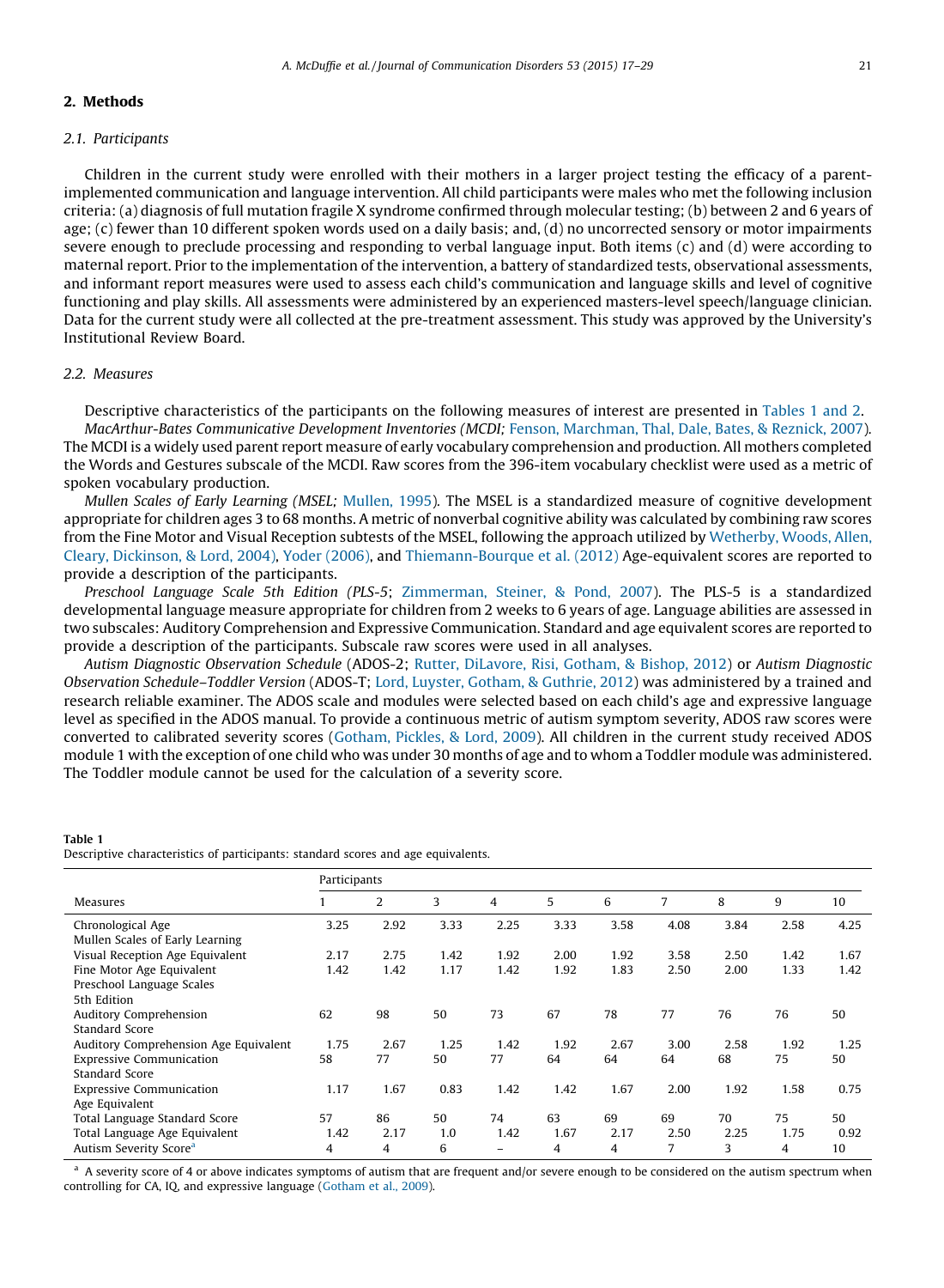## 2. Methods

### 2.1. Participants

Children in the current study were enrolled with their mothers in a larger project testing the efficacy of a parent-implemented communication and language intervention. All child participants were males who met the following inclusion criteria: (a) diagnosis of full mutation fragile X syndrome confirmed through molecular testing; (b) between 2 and 6 years of age; (c) fewer than 10 different spoken words used on a daily basis; and, (d) no uncorrected sensory or motor impairments severe enough to preclude processing and responding to verbal language input. Both items (c) and (d) were according to maternal report. Prior to the implementation of the intervention, a battery of standardized tests, observational assessments, and informant report measures were used to assess each child's communication and language skills and level of cognitive functioning and play skills. All assessments were administered by an experienced masters-level speech/language clinician. Data for the current study were all collected at the pre-treatment assessment. This study was approved by the University's Institutional Review Board.

### 2.2. Measures

Descriptive characteristics of the participants on the following measures of interest are presented in Tables 1 and 2.

*MacArthur-Bates Communicative Development Inventories (MCDI;* Fenson, Marchman, Thal, Dale, Bates, & Reznick, 2007). The MCDI is a widely used parent report measure of early vocabulary comprehension and production. All mothers completed the Words and Gestures subscale of the MCDI. Raw scores from the 396-item vocabulary checklist were used as a metric of spoken vocabulary production.

*Mullen Scales of Early Learning (MSEL;* Mullen, 1995). The MSEL is a standardized measure of cognitive development appropriate for children ages 3 to 68 months. A metric of nonverbal cognitive ability was calculated by combining raw scores from the Fine Motor and Visual Reception subtests of the MSEL, following the approach utilized by Wetherby, Woods, Allen, Cleary, Dickinson, & Lord, 2004), Yoder (2006), and Thiemann-Bourque et al. (2012) Age-equivalent scores are reported to provide a description of the participants.

*Preschool Language Scale 5th Edition (PLS-5;* Zimmerman, Steiner, & Pond, 2007). The PLS-5 is a standardized developmental language measure appropriate for children from 2 weeks to 6 years of age. Language abilities are assessed in two subscales: Auditory Comprehension and Expressive Communication. Standard and age equivalent scores are reported to provide a description of the participants. Subscale raw scores were used in all analyses.

*Autism Diagnostic Observation Schedule* (ADOS-2; Rutter, DiLavore, Risi, Gotham, & Bishop, 2012) or *Autism Diagnostic Observation Schedule–Toddler Version* (ADOS-T; Lord, Luyster, Gotham, & Guthrie, 2012) was administered by a trained and research reliable examiner. The ADOS scale and modules were selected based on each child's age and expressive language level as specified in the ADOS manual. To provide a continuous metric of autism symptom severity, ADOS raw scores were converted to calibrated severity scores (Gotham, Pickles, & Lord, 2009). All children in the current study received ADOS module 1 with the exception of one child who was under 30 months of age and to whom a Toddler module was administered. The Toddler module cannot be used for the calculation of a severity score.

**Table 1**
Descriptive characteristics of participants: standard scores and age equivalents.

| Measures | Participants | | | | | | | | | |
|---|---|---|---|---|---|---|---|---|---|---|
| | 1 | 2 | 3 | 4 | 5 | 6 | 7 | 8 | 9 | 10 |
| Chronological Age | 3.25 | 2.92 | 3.33 | 2.25 | 3.33 | 3.58 | 4.08 | 3.84 | 2.58 | 4.25 |
| Mullen Scales of Early Learning | | | | | | | | | | |
| Visual Reception Age Equivalent | 2.17 | 2.75 | 1.42 | 1.92 | 2.00 | 1.92 | 3.58 | 2.50 | 1.42 | 1.67 |
| Fine Motor Age Equivalent | 1.42 | 1.42 | 1.17 | 1.42 | 1.92 | 1.83 | 2.50 | 2.00 | 1.33 | 1.42 |
| Preschool Language Scales 5th Edition | | | | | | | | | | |
| Auditory Comprehension Standard Score | 62 | 98 | 50 | 73 | 67 | 78 | 77 | 76 | 76 | 50 |
| Auditory Comprehension Age Equivalent | 1.75 | 2.67 | 1.25 | 1.42 | 1.92 | 2.67 | 3.00 | 2.58 | 1.92 | 1.25 |
| Expressive Communication Standard Score | 58 | 77 | 50 | 77 | 64 | 64 | 64 | 68 | 75 | 50 |
| Expressive Communication Age Equivalent | 1.17 | 1.67 | 0.83 | 1.42 | 1.42 | 1.67 | 2.00 | 1.92 | 1.58 | 0.75 |
| Total Language Standard Score | 57 | 86 | 50 | 74 | 63 | 69 | 69 | 70 | 75 | 50 |
| Total Language Age Equivalent | 1.42 | 2.17 | 1.0 | 1.42 | 1.67 | 2.17 | 2.50 | 2.25 | 1.75 | 0.92 |
| Autism Severity Score[a] | 4 | 4 | 6 | – | 4 | 4 | 7 | 3 | 4 | 10 |

[a] A severity score of 4 or above indicates symptoms of autism that are frequent and/or severe enough to be considered on the autism spectrum when controlling for CA, IQ, and expressive language (Gotham et al., 2009).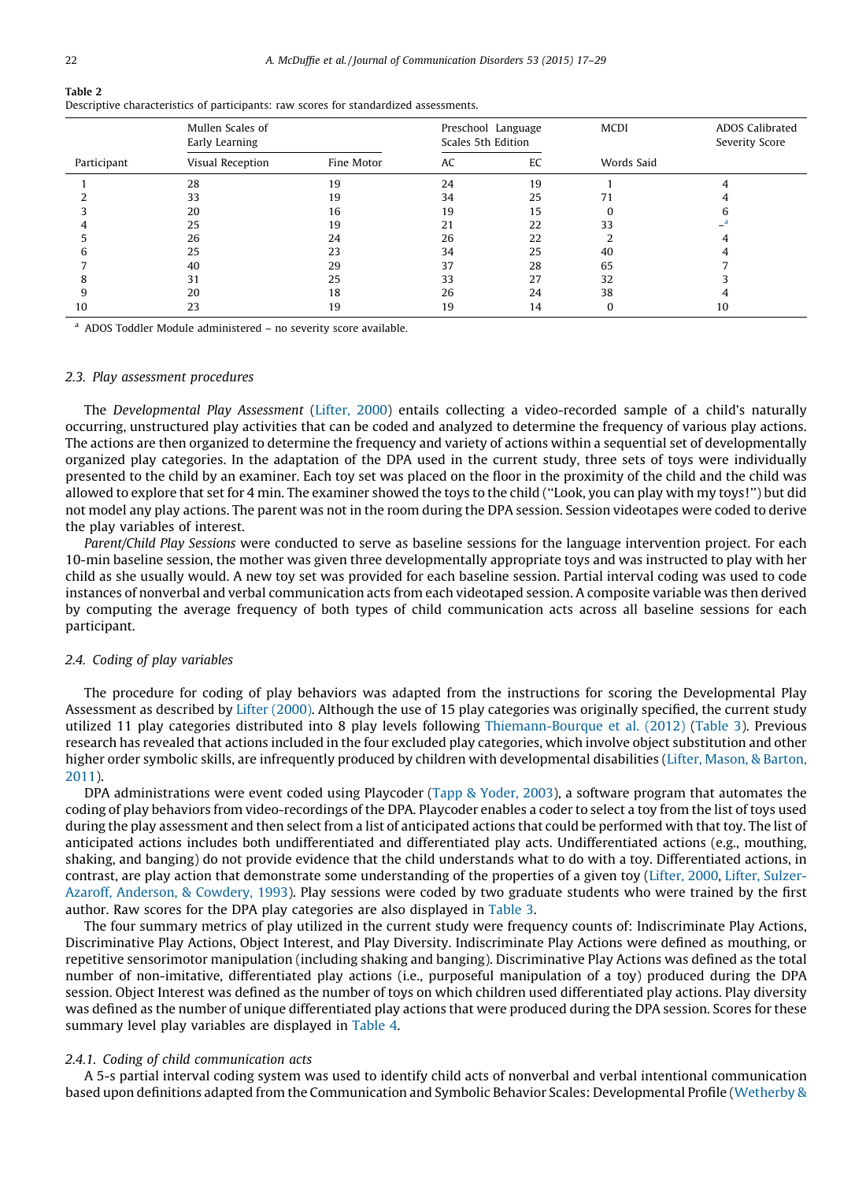**Table 2**
Descriptive characteristics of participants: raw scores for standardized assessments.

| Participant | Mullen Scales of Early Learning | | Preschool Language Scales 5th Edition | | MCDI | ADOS Calibrated Severity Score |
|---|---|---|---|---|---|---|
| | Visual Reception | Fine Motor | AC | EC | Words Said | |
| 1 | 28 | 19 | 24 | 19 | 1 | 4 |
| 2 | 33 | 19 | 34 | 25 | 71 | 4 |
| 3 | 20 | 16 | 19 | 15 | 0 | 6 |
| 4 | 25 | 19 | 21 | 22 | 33 | –[a] |
| 5 | 26 | 24 | 26 | 22 | 2 | 4 |
| 6 | 25 | 23 | 34 | 25 | 40 | 4 |
| 7 | 40 | 29 | 37 | 28 | 65 | 7 |
| 8 | 31 | 25 | 33 | 27 | 32 | 3 |
| 9 | 20 | 18 | 26 | 24 | 38 | 4 |
| 10 | 23 | 19 | 19 | 14 | 0 | 10 |

[a] ADOS Toddler Module administered – no severity score available.

### 2.3. Play assessment procedures

The *Developmental Play Assessment* (Lifter, 2000) entails collecting a video-recorded sample of a child's naturally occurring, unstructured play activities that can be coded and analyzed to determine the frequency of various play actions. The actions are then organized to determine the frequency and variety of actions within a sequential set of developmentally organized play categories. In the adaptation of the DPA used in the current study, three sets of toys were individually presented to the child by an examiner. Each toy set was placed on the floor in the proximity of the child and the child was allowed to explore that set for 4 min. The examiner showed the toys to the child (''Look, you can play with my toys!'') but did not model any play actions. The parent was not in the room during the DPA session. Session videotapes were coded to derive the play variables of interest.

*Parent/Child Play Sessions* were conducted to serve as baseline sessions for the language intervention project. For each 10-min baseline session, the mother was given three developmentally appropriate toys and was instructed to play with her child as she usually would. A new toy set was provided for each baseline session. Partial interval coding was used to code instances of nonverbal and verbal communication acts from each videotaped session. A composite variable was then derived by computing the average frequency of both types of child communication acts across all baseline sessions for each participant.

### 2.4. Coding of play variables

The procedure for coding of play behaviors was adapted from the instructions for scoring the Developmental Play Assessment as described by Lifter (2000). Although the use of 15 play categories was originally specified, the current study utilized 11 play categories distributed into 8 play levels following Thiemann-Bourque et al. (2012) (Table 3). Previous research has revealed that actions included in the four excluded play categories, which involve object substitution and other higher order symbolic skills, are infrequently produced by children with developmental disabilities (Lifter, Mason, & Barton, 2011).

DPA administrations were event coded using Playcoder (Tapp & Yoder, 2003), a software program that automates the coding of play behaviors from video-recordings of the DPA. Playcoder enables a coder to select a toy from the list of toys used during the play assessment and then select from a list of anticipated actions that could be performed with that toy. The list of anticipated actions includes both undifferentiated and differentiated play acts. Undifferentiated actions (e.g., mouthing, shaking, and banging) do not provide evidence that the child understands what to do with a toy. Differentiated actions, in contrast, are play action that demonstrate some understanding of the properties of a given toy (Lifter, 2000, Lifter, Sulzer-Azaroff, Anderson, & Cowdery, 1993). Play sessions were coded by two graduate students who were trained by the first author. Raw scores for the DPA play categories are also displayed in Table 3.

The four summary metrics of play utilized in the current study were frequency counts of: Indiscriminate Play Actions, Discriminative Play Actions, Object Interest, and Play Diversity. Indiscriminate Play Actions were defined as mouthing, or repetitive sensorimotor manipulation (including shaking and banging). Discriminative Play Actions was defined as the total number of non-imitative, differentiated play actions (i.e., purposeful manipulation of a toy) produced during the DPA session. Object Interest was defined as the number of toys on which children used differentiated play actions. Play diversity was defined as the number of unique differentiated play actions that were produced during the DPA session. Scores for these summary level play variables are displayed in Table 4.

#### 2.4.1. Coding of child communication acts

A 5-s partial interval coding system was used to identify child acts of nonverbal and verbal intentional communication based upon definitions adapted from the Communication and Symbolic Behavior Scales: Developmental Profile (Wetherby &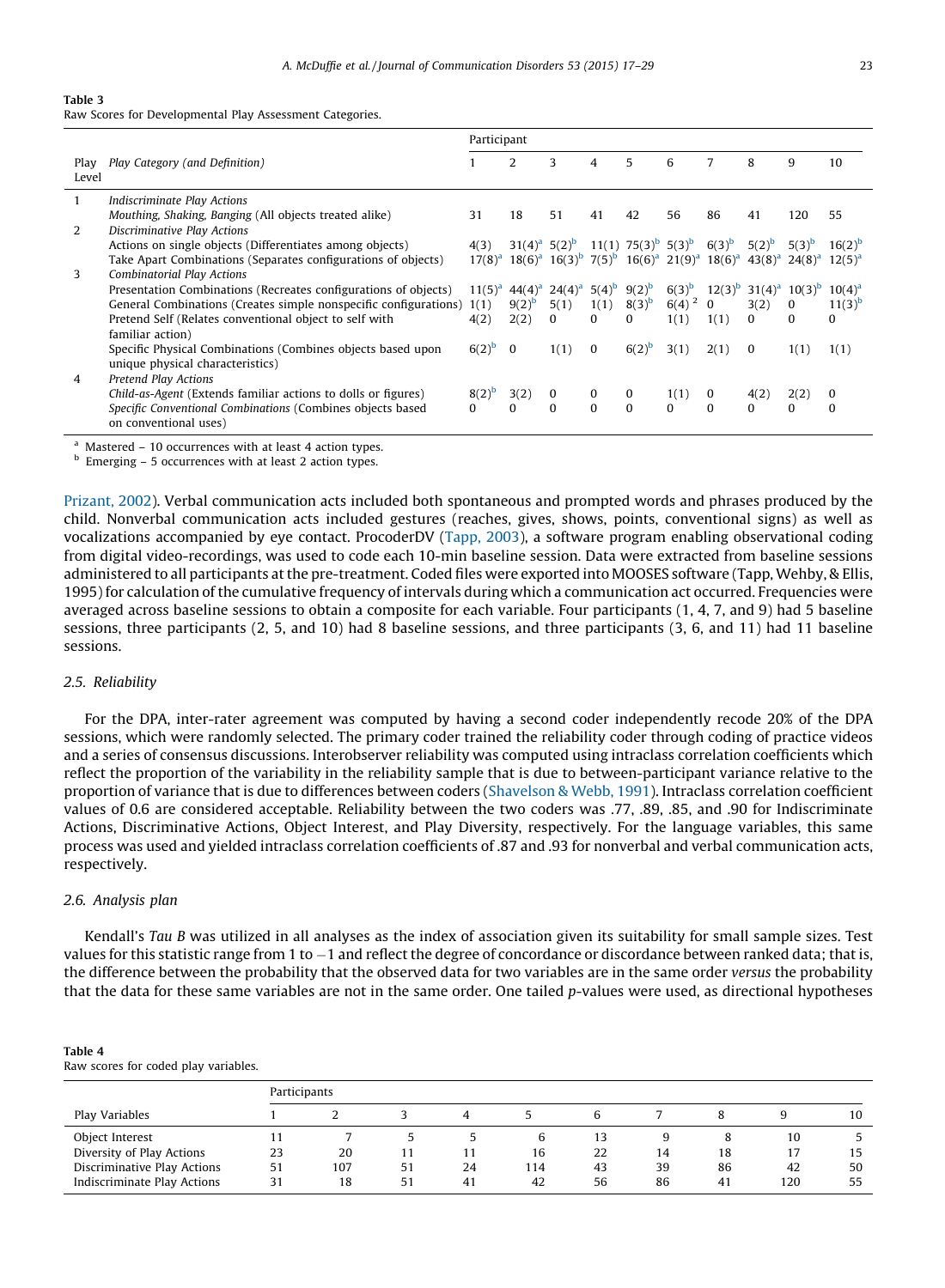**Table 3**
Raw Scores for Developmental Play Assessment Categories.

| Play Level | Play Category (and Definition) | Participant 1 | 2 | 3 | 4 | 5 | 6 | 7 | 8 | 9 | 10 |
|---|---|---|---|---|---|---|---|---|---|---|---|
| 1 | *Indiscriminate Play Actions* | | | | | | | | | | |
| | *Mouthing, Shaking, Banging* (All objects treated alike) | 31 | 18 | 51 | 41 | 42 | 56 | 86 | 41 | 120 | 55 |
| 2 | *Discriminative Play Actions* | | | | | | | | | | |
| | Actions on single objects (Differentiates among objects) | 4(3) | 31(4)[a] | 5(2)[b] | 11(1) | 75(3)[b] | 5(3)[b] | 6(3)[b] | 5(2)[b] | 5(3)[b] | 16(2)[b] |
| | Take Apart Combinations (Separates configurations of objects) | 17(8)[a] | 18(6)[a] | 16(3)[b] | 7(5)[b] | 16(6)[a] | 21(9)[a] | 18(6)[a] | 43(8)[a] | 24(8)[a] | 12(5)[a] |
| 3 | *Combinatorial Play Actions* | | | | | | | | | | |
| | Presentation Combinations (Recreates configurations of objects) | 11(5)[a] | 44(4)[a] | 24(4)[a] | 5(4)[b] | 9(2)[b] | 6(3)[b] | 12(3)[b] | 31(4)[a] | 10(3)[b] | 10(4)[a] |
| | General Combinations (Creates simple nonspecific configurations) | 1(1) | 9(2)[b] | 5(1) | 1(1) | 8(3)[b] | 6(4) [2] | 0 | 3(2) | 0 | 11(3)[b] |
| | Pretend Self (Relates conventional object to self with familiar action) | 4(2) | 2(2) | 0 | 0 | 0 | 1(1) | 1(1) | 0 | 0 | 0 |
| | Specific Physical Combinations (Combines objects based upon unique physical characteristics) | 6(2)[b] | 0 | 1(1) | 0 | 6(2)[b] | 3(1) | 2(1) | 0 | 1(1) | 1(1) |
| 4 | *Pretend Play Actions* | | | | | | | | | | |
| | *Child-as-Agent* (Extends familiar actions to dolls or figures) | 8(2)[b] | 3(2) | 0 | 0 | 0 | 1(1) | 0 | 4(2) | 2(2) | 0 |
| | *Specific Conventional Combinations* (Combines objects based on conventional uses) | 0 | 0 | 0 | 0 | 0 | 0 | 0 | 0 | 0 | 0 |

[a] Mastered – 10 occurrences with at least 4 action types.
[b] Emerging – 5 occurrences with at least 2 action types.

Prizant, 2002). Verbal communication acts included both spontaneous and prompted words and phrases produced by the child. Nonverbal communication acts included gestures (reaches, gives, shows, points, conventional signs) as well as vocalizations accompanied by eye contact. ProcoderDV (Tapp, 2003), a software program enabling observational coding from digital video-recordings, was used to code each 10-min baseline session. Data were extracted from baseline sessions administered to all participants at the pre-treatment. Coded files were exported into MOOSES software (Tapp, Wehby, & Ellis, 1995) for calculation of the cumulative frequency of intervals during which a communication act occurred. Frequencies were averaged across baseline sessions to obtain a composite for each variable. Four participants (1, 4, 7, and 9) had 5 baseline sessions, three participants (2, 5, and 10) had 8 baseline sessions, and three participants (3, 6, and 11) had 11 baseline sessions.

### 2.5. Reliability

For the DPA, inter-rater agreement was computed by having a second coder independently recode 20% of the DPA sessions, which were randomly selected. The primary coder trained the reliability coder through coding of practice videos and a series of consensus discussions. Interobserver reliability was computed using intraclass correlation coefficients which reflect the proportion of the variability in the reliability sample that is due to between-participant variance relative to the proportion of variance that is due to differences between coders (Shavelson & Webb, 1991). Intraclass correlation coefficient values of 0.6 are considered acceptable. Reliability between the two coders was .77, .89, .85, and .90 for Indiscriminate Actions, Discriminative Actions, Object Interest, and Play Diversity, respectively. For the language variables, this same process was used and yielded intraclass correlation coefficients of .87 and .93 for nonverbal and verbal communication acts, respectively.

### 2.6. Analysis plan

Kendall's *Tau B* was utilized in all analyses as the index of association given its suitability for small sample sizes. Test values for this statistic range from 1 to $-1$ and reflect the degree of concordance or discordance between ranked data; that is, the difference between the probability that the observed data for two variables are in the same order *versus* the probability that the data for these same variables are not in the same order. One tailed *p*-values were used, as directional hypotheses

**Table 4**
Raw scores for coded play variables.

| Play Variables | Participants 1 | 2 | 3 | 4 | 5 | 6 | 7 | 8 | 9 | 10 |
|---|---|---|---|---|---|---|---|---|---|---|
| Object Interest | 11 | 7 | 5 | 5 | 6 | 13 | 9 | 8 | 10 | 5 |
| Diversity of Play Actions | 23 | 20 | 11 | 11 | 16 | 22 | 14 | 18 | 17 | 15 |
| Discriminative Play Actions | 51 | 107 | 51 | 24 | 114 | 43 | 39 | 86 | 42 | 50 |
| Indiscriminate Play Actions | 31 | 18 | 51 | 41 | 42 | 56 | 86 | 41 | 120 | 55 |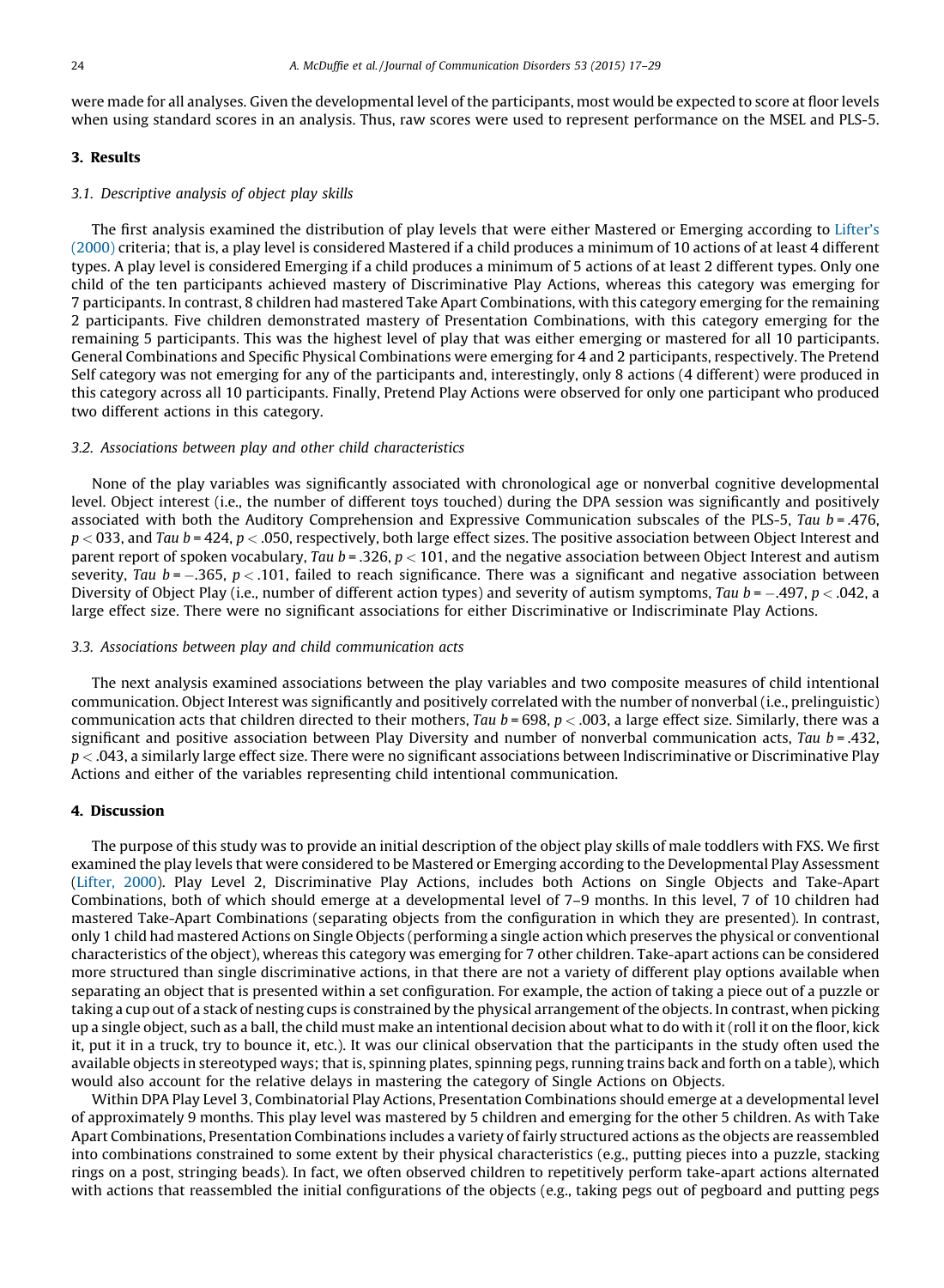were made for all analyses. Given the developmental level of the participants, most would be expected to score at floor levels when using standard scores in an analysis. Thus, raw scores were used to represent performance on the MSEL and PLS-5.

## 3. Results

### 3.1. Descriptive analysis of object play skills

The first analysis examined the distribution of play levels that were either Mastered or Emerging according to Lifter's (2000) criteria; that is, a play level is considered Mastered if a child produces a minimum of 10 actions of at least 4 different types. A play level is considered Emerging if a child produces a minimum of 5 actions of at least 2 different types. Only one child of the ten participants achieved mastery of Discriminative Play Actions, whereas this category was emerging for 7 participants. In contrast, 8 children had mastered Take Apart Combinations, with this category emerging for the remaining 2 participants. Five children demonstrated mastery of Presentation Combinations, with this category emerging for the remaining 5 participants. This was the highest level of play that was either emerging or mastered for all 10 participants. General Combinations and Specific Physical Combinations were emerging for 4 and 2 participants, respectively. The Pretend Self category was not emerging for any of the participants and, interestingly, only 8 actions (4 different) were produced in this category across all 10 participants. Finally, Pretend Play Actions were observed for only one participant who produced two different actions in this category.

### 3.2. Associations between play and other child characteristics

None of the play variables was significantly associated with chronological age or nonverbal cognitive developmental level. Object interest (i.e., the number of different toys touched) during the DPA session was significantly and positively associated with both the Auditory Comprehension and Expressive Communication subscales of the PLS-5, *Tau b* = .476, $p < 033$, and *Tau b* = 424, $p < .050$, respectively, both large effect sizes. The positive association between Object Interest and parent report of spoken vocabulary, *Tau b* = .326, $p < 101$, and the negative association between Object Interest and autism severity, *Tau b* = −.365, $p < .101$, failed to reach significance. There was a significant and negative association between Diversity of Object Play (i.e., number of different action types) and severity of autism symptoms, *Tau b* = −.497, $p < .042$, a large effect size. There were no significant associations for either Discriminative or Indiscriminate Play Actions.

### 3.3. Associations between play and child communication acts

The next analysis examined associations between the play variables and two composite measures of child intentional communication. Object Interest was significantly and positively correlated with the number of nonverbal (i.e., prelinguistic) communication acts that children directed to their mothers, *Tau b* = 698, $p < .003$, a large effect size. Similarly, there was a significant and positive association between Play Diversity and number of nonverbal communication acts, *Tau b* = .432, $p < .043$, a similarly large effect size. There were no significant associations between Indiscriminative or Discriminative Play Actions and either of the variables representing child intentional communication.

## 4. Discussion

The purpose of this study was to provide an initial description of the object play skills of male toddlers with FXS. We first examined the play levels that were considered to be Mastered or Emerging according to the Developmental Play Assessment (Lifter, 2000). Play Level 2, Discriminative Play Actions, includes both Actions on Single Objects and Take-Apart Combinations, both of which should emerge at a developmental level of 7–9 months. In this level, 7 of 10 children had mastered Take-Apart Combinations (separating objects from the configuration in which they are presented). In contrast, only 1 child had mastered Actions on Single Objects (performing a single action which preserves the physical or conventional characteristics of the object), whereas this category was emerging for 7 other children. Take-apart actions can be considered more structured than single discriminative actions, in that there are not a variety of different play options available when separating an object that is presented within a set configuration. For example, the action of taking a piece out of a puzzle or taking a cup out of a stack of nesting cups is constrained by the physical arrangement of the objects. In contrast, when picking up a single object, such as a ball, the child must make an intentional decision about what to do with it (roll it on the floor, kick it, put it in a truck, try to bounce it, etc.). It was our clinical observation that the participants in the study often used the available objects in stereotyped ways; that is, spinning plates, spinning pegs, running trains back and forth on a table), which would also account for the relative delays in mastering the category of Single Actions on Objects.

Within DPA Play Level 3, Combinatorial Play Actions, Presentation Combinations should emerge at a developmental level of approximately 9 months. This play level was mastered by 5 children and emerging for the other 5 children. As with Take Apart Combinations, Presentation Combinations includes a variety of fairly structured actions as the objects are reassembled into combinations constrained to some extent by their physical characteristics (e.g., putting pieces into a puzzle, stacking rings on a post, stringing beads). In fact, we often observed children to repetitively perform take-apart actions alternated with actions that reassembled the initial configurations of the objects (e.g., taking pegs out of pegboard and putting pegs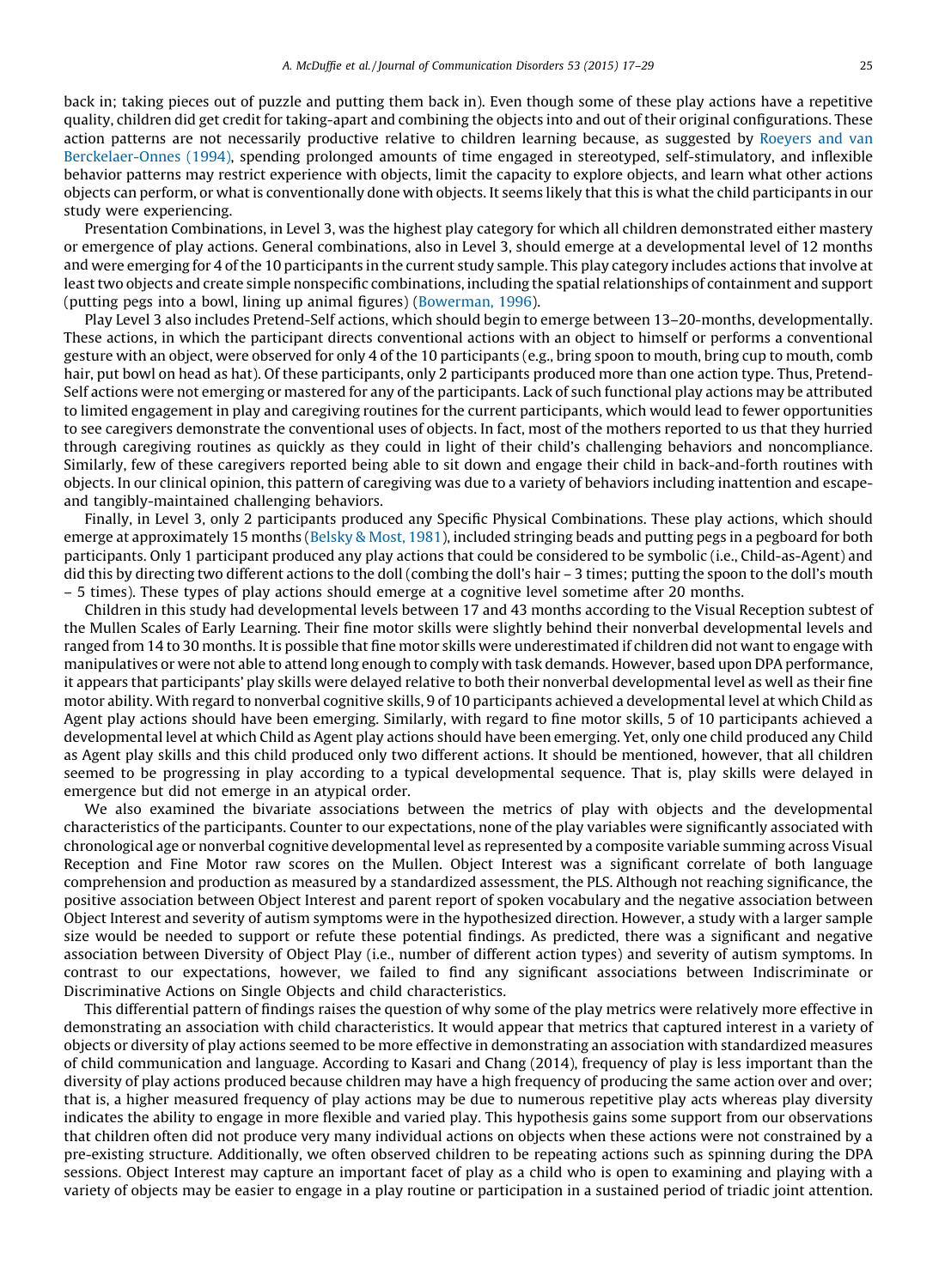back in; taking pieces out of puzzle and putting them back in). Even though some of these play actions have a repetitive quality, children did get credit for taking-apart and combining the objects into and out of their original configurations. These action patterns are not necessarily productive relative to children learning because, as suggested by Roeyers and van Berckelaer-Onnes (1994), spending prolonged amounts of time engaged in stereotyped, self-stimulatory, and inflexible behavior patterns may restrict experience with objects, limit the capacity to explore objects, and learn what other actions objects can perform, or what is conventionally done with objects. It seems likely that this is what the child participants in our study were experiencing.

Presentation Combinations, in Level 3, was the highest play category for which all children demonstrated either mastery or emergence of play actions. General combinations, also in Level 3, should emerge at a developmental level of 12 months and were emerging for 4 of the 10 participants in the current study sample. This play category includes actions that involve at least two objects and create simple nonspecific combinations, including the spatial relationships of containment and support (putting pegs into a bowl, lining up animal figures) (Bowerman, 1996).

Play Level 3 also includes Pretend-Self actions, which should begin to emerge between 13–20-months, developmentally. These actions, in which the participant directs conventional actions with an object to himself or performs a conventional gesture with an object, were observed for only 4 of the 10 participants (e.g., bring spoon to mouth, bring cup to mouth, comb hair, put bowl on head as hat). Of these participants, only 2 participants produced more than one action type. Thus, Pretend-Self actions were not emerging or mastered for any of the participants. Lack of such functional play actions may be attributed to limited engagement in play and caregiving routines for the current participants, which would lead to fewer opportunities to see caregivers demonstrate the conventional uses of objects. In fact, most of the mothers reported to us that they hurried through caregiving routines as quickly as they could in light of their child's challenging behaviors and noncompliance. Similarly, few of these caregivers reported being able to sit down and engage their child in back-and-forth routines with objects. In our clinical opinion, this pattern of caregiving was due to a variety of behaviors including inattention and escape- and tangibly-maintained challenging behaviors.

Finally, in Level 3, only 2 participants produced any Specific Physical Combinations. These play actions, which should emerge at approximately 15 months (Belsky & Most, 1981), included stringing beads and putting pegs in a pegboard for both participants. Only 1 participant produced any play actions that could be considered to be symbolic (i.e., Child-as-Agent) and did this by directing two different actions to the doll (combing the doll's hair – 3 times; putting the spoon to the doll's mouth – 5 times). These types of play actions should emerge at a cognitive level sometime after 20 months.

Children in this study had developmental levels between 17 and 43 months according to the Visual Reception subtest of the Mullen Scales of Early Learning. Their fine motor skills were slightly behind their nonverbal developmental levels and ranged from 14 to 30 months. It is possible that fine motor skills were underestimated if children did not want to engage with manipulatives or were not able to attend long enough to comply with task demands. However, based upon DPA performance, it appears that participants' play skills were delayed relative to both their nonverbal developmental level as well as their fine motor ability. With regard to nonverbal cognitive skills, 9 of 10 participants achieved a developmental level at which Child as Agent play actions should have been emerging. Similarly, with regard to fine motor skills, 5 of 10 participants achieved a developmental level at which Child as Agent play actions should have been emerging. Yet, only one child produced any Child as Agent play skills and this child produced only two different actions. It should be mentioned, however, that all children seemed to be progressing in play according to a typical developmental sequence. That is, play skills were delayed in emergence but did not emerge in an atypical order.

We also examined the bivariate associations between the metrics of play with objects and the developmental characteristics of the participants. Counter to our expectations, none of the play variables were significantly associated with chronological age or nonverbal cognitive developmental level as represented by a composite variable summing across Visual Reception and Fine Motor raw scores on the Mullen. Object Interest was a significant correlate of both language comprehension and production as measured by a standardized assessment, the PLS. Although not reaching significance, the positive association between Object Interest and parent report of spoken vocabulary and the negative association between Object Interest and severity of autism symptoms were in the hypothesized direction. However, a study with a larger sample size would be needed to support or refute these potential findings. As predicted, there was a significant and negative association between Diversity of Object Play (i.e., number of different action types) and severity of autism symptoms. In contrast to our expectations, however, we failed to find any significant associations between Indiscriminate or Discriminative Actions on Single Objects and child characteristics.

This differential pattern of findings raises the question of why some of the play metrics were relatively more effective in demonstrating an association with child characteristics. It would appear that metrics that captured interest in a variety of objects or diversity of play actions seemed to be more effective in demonstrating an association with standardized measures of child communication and language. According to Kasari and Chang (2014), frequency of play is less important than the diversity of play actions produced because children may have a high frequency of producing the same action over and over; that is, a higher measured frequency of play actions may be due to numerous repetitive play acts whereas play diversity indicates the ability to engage in more flexible and varied play. This hypothesis gains some support from our observations that children often did not produce very many individual actions on objects when these actions were not constrained by a pre-existing structure. Additionally, we often observed children to be repeating actions such as spinning during the DPA sessions. Object Interest may capture an important facet of play as a child who is open to examining and playing with a variety of objects may be easier to engage in a play routine or participation in a sustained period of triadic joint attention.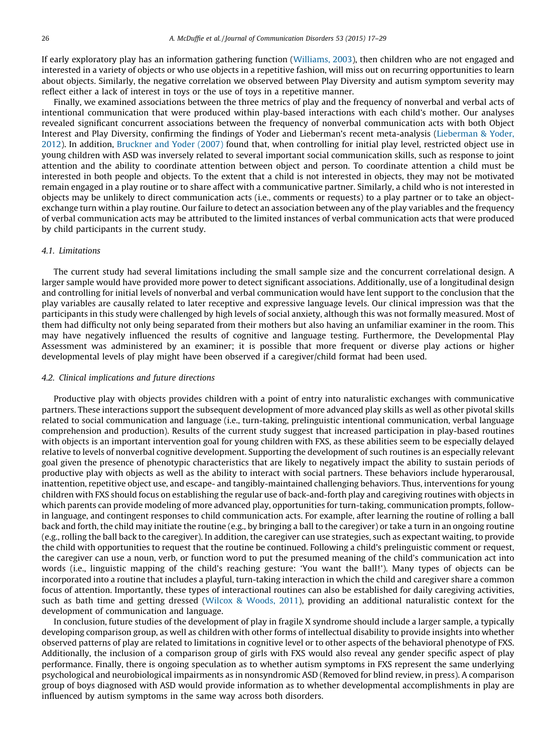If early exploratory play has an information gathering function (Williams, 2003), then children who are not engaged and interested in a variety of objects or who use objects in a repetitive fashion, will miss out on recurring opportunities to learn about objects. Similarly, the negative correlation we observed between Play Diversity and autism symptom severity may reflect either a lack of interest in toys or the use of toys in a repetitive manner.

Finally, we examined associations between the three metrics of play and the frequency of nonverbal and verbal acts of intentional communication that were produced within play-based interactions with each child's mother. Our analyses revealed significant concurrent associations between the frequency of nonverbal communication acts with both Object Interest and Play Diversity, confirming the findings of Yoder and Lieberman's recent meta-analysis (Lieberman & Yoder, 2012). In addition, Bruckner and Yoder (2007) found that, when controlling for initial play level, restricted object use in young children with ASD was inversely related to several important social communication skills, such as response to joint attention and the ability to coordinate attention between object and person. To coordinate attention a child must be interested in both people and objects. To the extent that a child is not interested in objects, they may not be motivated remain engaged in a play routine or to share affect with a communicative partner. Similarly, a child who is not interested in objects may be unlikely to direct communication acts (i.e., comments or requests) to a play partner or to take an object-exchange turn within a play routine. Our failure to detect an association between any of the play variables and the frequency of verbal communication acts may be attributed to the limited instances of verbal communication acts that were produced by child participants in the current study.

### 4.1. Limitations

The current study had several limitations including the small sample size and the concurrent correlational design. A larger sample would have provided more power to detect significant associations. Additionally, use of a longitudinal design and controlling for initial levels of nonverbal and verbal communication would have lent support to the conclusion that the play variables are causally related to later receptive and expressive language levels. Our clinical impression was that the participants in this study were challenged by high levels of social anxiety, although this was not formally measured. Most of them had difficulty not only being separated from their mothers but also having an unfamiliar examiner in the room. This may have negatively influenced the results of cognitive and language testing. Furthermore, the Developmental Play Assessment was administered by an examiner; it is possible that more frequent or diverse play actions or higher developmental levels of play might have been observed if a caregiver/child format had been used.

### 4.2. Clinical implications and future directions

Productive play with objects provides children with a point of entry into naturalistic exchanges with communicative partners. These interactions support the subsequent development of more advanced play skills as well as other pivotal skills related to social communication and language (i.e., turn-taking, prelinguistic intentional communication, verbal language comprehension and production). Results of the current study suggest that increased participation in play-based routines with objects is an important intervention goal for young children with FXS, as these abilities seem to be especially delayed relative to levels of nonverbal cognitive development. Supporting the development of such routines is an especially relevant goal given the presence of phenotypic characteristics that are likely to negatively impact the ability to sustain periods of productive play with objects as well as the ability to interact with social partners. These behaviors include hyperarousal, inattention, repetitive object use, and escape- and tangibly-maintained challenging behaviors. Thus, interventions for young children with FXS should focus on establishing the regular use of back-and-forth play and caregiving routines with objects in which parents can provide modeling of more advanced play, opportunities for turn-taking, communication prompts, follow-in language, and contingent responses to child communication acts. For example, after learning the routine of rolling a ball back and forth, the child may initiate the routine (e.g., by bringing a ball to the caregiver) or take a turn in an ongoing routine (e.g., rolling the ball back to the caregiver). In addition, the caregiver can use strategies, such as expectant waiting, to provide the child with opportunities to request that the routine be continued. Following a child's prelinguistic comment or request, the caregiver can use a noun, verb, or function word to put the presumed meaning of the child's communication act into words (i.e., linguistic mapping of the child's reaching gesture: 'You want the ball!'). Many types of objects can be incorporated into a routine that includes a playful, turn-taking interaction in which the child and caregiver share a common focus of attention. Importantly, these types of interactional routines can also be established for daily caregiving activities, such as bath time and getting dressed (Wilcox & Woods, 2011), providing an additional naturalistic context for the development of communication and language.

In conclusion, future studies of the development of play in fragile X syndrome should include a larger sample, a typically developing comparison group, as well as children with other forms of intellectual disability to provide insights into whether observed patterns of play are related to limitations in cognitive level or to other aspects of the behavioral phenotype of FXS. Additionally, the inclusion of a comparison group of girls with FXS would also reveal any gender specific aspect of play performance. Finally, there is ongoing speculation as to whether autism symptoms in FXS represent the same underlying psychological and neurobiological impairments as in nonsyndromic ASD (Removed for blind review, in press). A comparison group of boys diagnosed with ASD would provide information as to whether developmental accomplishments in play are influenced by autism symptoms in the same way across both disorders.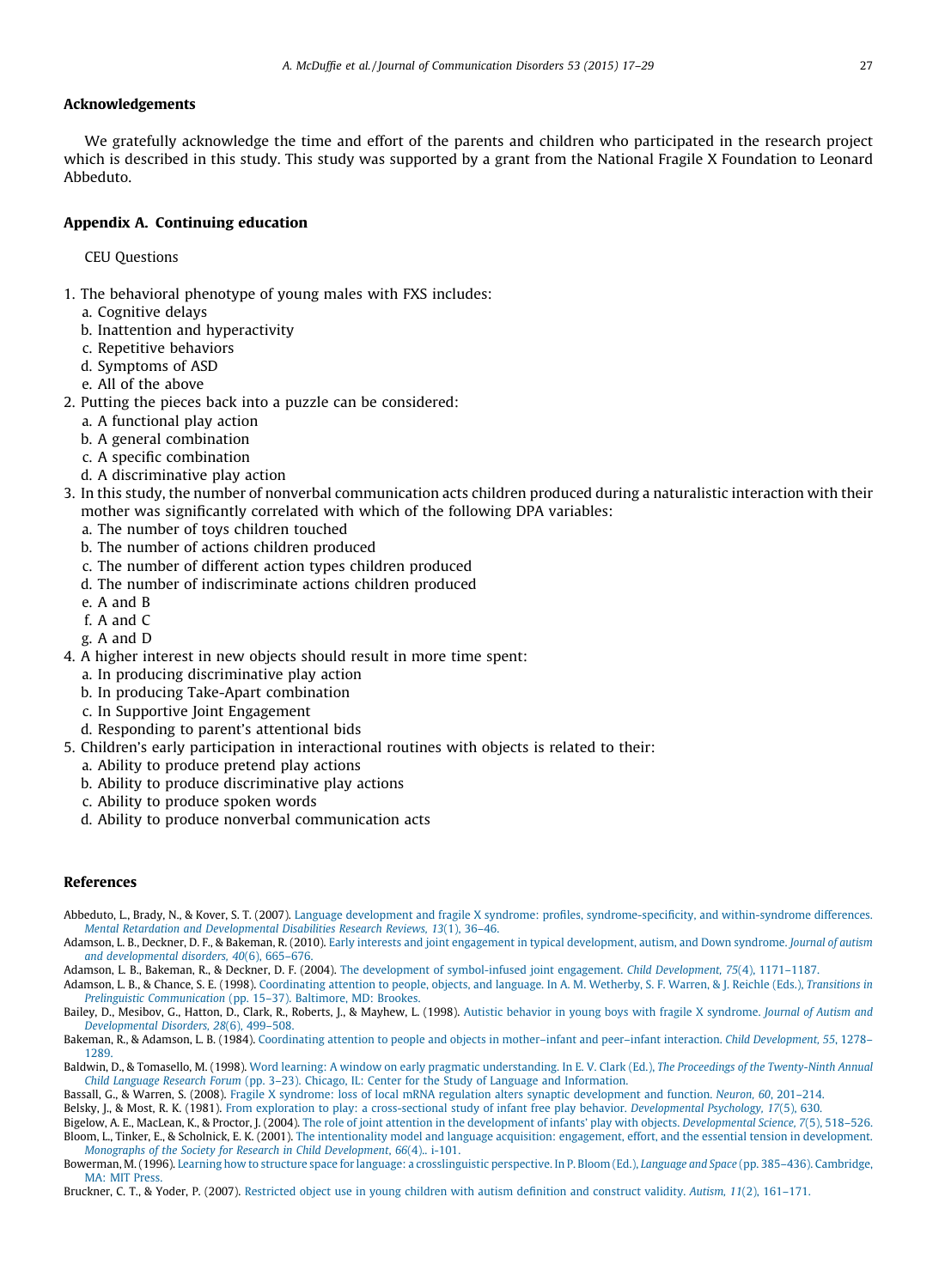## Acknowledgements

We gratefully acknowledge the time and effort of the parents and children who participated in the research project which is described in this study. This study was supported by a grant from the National Fragile X Foundation to Leonard Abbeduto.

## Appendix A. Continuing education

CEU Questions

1. The behavioral phenotype of young males with FXS includes:
   a. Cognitive delays
   b. Inattention and hyperactivity
   c. Repetitive behaviors
   d. Symptoms of ASD
   e. All of the above
2. Putting the pieces back into a puzzle can be considered:
   a. A functional play action
   b. A general combination
   c. A specific combination
   d. A discriminative play action
3. In this study, the number of nonverbal communication acts children produced during a naturalistic interaction with their mother was significantly correlated with which of the following DPA variables:
   a. The number of toys children touched
   b. The number of actions children produced
   c. The number of different action types children produced
   d. The number of indiscriminate actions children produced
   e. A and B
   f. A and C
   g. A and D
4. A higher interest in new objects should result in more time spent:
   a. In producing discriminative play action
   b. In producing Take-Apart combination
   c. In Supportive Joint Engagement
   d. Responding to parent's attentional bids
5. Children's early participation in interactional routines with objects is related to their:
   a. Ability to produce pretend play actions
   b. Ability to produce discriminative play actions
   c. Ability to produce spoken words
   d. Ability to produce nonverbal communication acts

## References

Abbeduto, L., Brady, N., & Kover, S. T. (2007). Language development and fragile X syndrome: profiles, syndrome-specificity, and within-syndrome differences. *Mental Retardation and Developmental Disabilities Research Reviews, 13*(1), 36–46.

Adamson, L. B., Deckner, D. F., & Bakeman, R. (2010). Early interests and joint engagement in typical development, autism, and Down syndrome. *Journal of autism and developmental disorders, 40*(6), 665–676.

Adamson, L. B., Bakeman, R., & Deckner, D. F. (2004). The development of symbol-infused joint engagement. *Child Development, 75*(4), 1171–1187.

Adamson, L. B., & Chance, S. E. (1998). Coordinating attention to people, objects, and language. In A. M. Wetherby, S. F. Warren, & J. Reichle (Eds.), *Transitions in Prelinguistic Communication* (pp. 15–37). Baltimore, MD: Brookes.

Bailey, D., Mesibov, G., Hatton, D., Clark, R., Roberts, J., & Mayhew, L. (1998). Autistic behavior in young boys with fragile X syndrome. *Journal of Autism and Developmental Disorders, 28*(6), 499–508.

Bakeman, R., & Adamson, L. B. (1984). Coordinating attention to people and objects in mother–infant and peer–infant interaction. *Child Development, 55*, 1278–1289.

Baldwin, D., & Tomasello, M. (1998). Word learning: A window on early pragmatic understanding. In E. V. Clark (Ed.), *The Proceedings of the Twenty-Ninth Annual Child Language Research Forum* (pp. 3–23). Chicago, IL: Center for the Study of Language and Information.

Bassall, G., & Warren, S. (2008). Fragile X syndrome: loss of local mRNA regulation alters synaptic development and function. *Neuron, 60*, 201–214.

Belsky, J., & Most, R. K. (1981). From exploration to play: a cross-sectional study of infant free play behavior. *Developmental Psychology, 17*(5), 630.

Bigelow, A. E., MacLean, K., & Proctor, J. (2004). The role of joint attention in the development of infants' play with objects. *Developmental Science, 7*(5), 518–526.

Bloom, L., Tinker, E., & Scholnick, E. K. (2001). The intentionality model and language acquisition: engagement, effort, and the essential tension in development. *Monographs of the Society for Research in Child Development, 66*(4).. i-101.

Bowerman, M. (1996). Learning how to structure space for language: a crosslinguistic perspective. In P. Bloom (Ed.), *Language and Space* (pp. 385–436). Cambridge, MA: MIT Press.

Bruckner, C. T., & Yoder, P. (2007). Restricted object use in young children with autism definition and construct validity. *Autism, 11*(2), 161–171.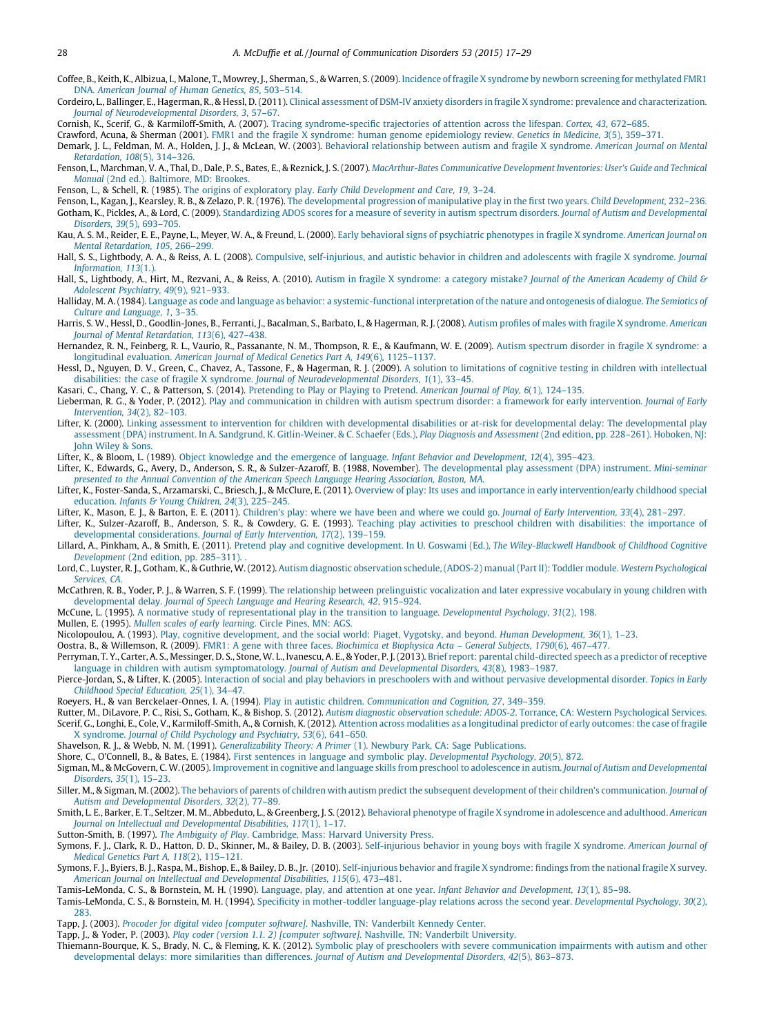Coffee, B., Keith, K., Albizua, I., Malone, T., Mowrey, J., Sherman, S., & Warren, S. (2009). Incidence of fragile X syndrome by newborn screening for methylated FMR1 DNA. *American Journal of Human Genetics, 85*, 503–514.

Cordeiro, L., Ballinger, E., Hagerman, R., & Hessl, D. (2011). Clinical assessment of DSM-IV anxiety disorders in fragile X syndrome: prevalence and characterization. *Journal of Neurodevelopmental Disorders, 3*, 57–67.

Cornish, K., Scerif, G., & Karmiloff-Smith, A. (2007). Tracing syndrome-specific trajectories of attention across the lifespan. *Cortex, 43*, 672–685.

Crawford, Acuna, & Sherman (2001). FMR1 and the fragile X syndrome: human genome epidemiology review. *Genetics in Medicine, 3*(5), 359–371.

Demark, J. L., Feldman, M. A., Holden, J. J., & McLean, W. (2003). Behavioral relationship between autism and fragile X syndrome. *American Journal on Mental Retardation, 108*(5), 314–326.

Fenson, L., Marchman, V. A., Thal, D., Dale, P. S., Bates, E., & Reznick, J. S. (2007). *MacArthur-Bates Communicative Development Inventories: User's Guide and Technical Manual* (2nd ed.). Baltimore, MD: Brookes.

Fenson, L., & Schell, R. (1985). The origins of exploratory play. *Early Child Development and Care, 19*, 3–24.

Fenson, L., Kagan, J., Kearsley, R. B., & Zelazo, P. R. (1976). The developmental progression of manipulative play in the first two years. *Child Development*, 232–236.

Gotham, K., Pickles, A., & Lord, C. (2009). Standardizing ADOS scores for a measure of severity in autism spectrum disorders. *Journal of Autism and Developmental Disorders, 39*(5), 693–705.

Kau, A. S. M., Reider, E. E., Payne, L., Meyer, W. A., & Freund, L. (2000). Early behavioral signs of psychiatric phenotypes in fragile X syndrome. *American Journal on Mental Retardation, 105*, 266–299.

Hall, S. S., Lightbody, A. A., & Reiss, A. L. (2008). Compulsive, self-injurious, and autistic behavior in children and adolescents with fragile X syndrome. *Journal Information, 113*(1.).

Hall, S., Lightbody, A., Hirt, M., Rezvani, A., & Reiss, A. (2010). Autism in fragile X syndrome: a category mistake? *Journal of the American Academy of Child & Adolescent Psychiatry, 49*(9), 921–933.

Halliday, M. A. (1984). Language as code and language as behavior: a systemic-functional interpretation of the nature and ontogenesis of dialogue. *The Semiotics of Culture and Language, 1*, 3–35.

Harris, S. W., Hessl, D., Goodlin-Jones, B., Ferranti, J., Bacalman, S., Barbato, I., & Hagerman, R. J. (2008). Autism profiles of males with fragile X syndrome. *American Journal of Mental Retardation, 113*(6), 427–438.

Hernandez, R. N., Feinberg, R. L., Vaurio, R., Passanante, N. M., Thompson, R. E., & Kaufmann, W. E. (2009). Autism spectrum disorder in fragile X syndrome: a longitudinal evaluation. *American Journal of Medical Genetics Part A, 149*(6), 1125–1137.

Hessl, D., Nguyen, D. V., Green, C., Chavez, A., Tassone, F., & Hagerman, R. J. (2009). A solution to limitations of cognitive testing in children with intellectual disabilities: the case of fragile X syndrome. *Journal of Neurodevelopmental Disorders, 1*(1), 33–45.

Kasari, C., Chang, Y. C., & Patterson, S. (2014). Pretending to Play or Playing to Pretend. *American Journal of Play, 6*(1), 124–135.

Lieberman, R. G., & Yoder, P. (2012). Play and communication in children with autism spectrum disorder: a framework for early intervention. *Journal of Early Intervention, 34*(2), 82–103.

Lifter, K. (2000). Linking assessment to intervention for children with developmental disabilities or at-risk for developmental delay: The developmental play assessment (DPA) instrument. In A. Sandgrund, K. Gitlin-Weiner, & C. Schaefer (Eds.), *Play Diagnosis and Assessment* (2nd edition, pp. 228–261). Hoboken, NJ: John Wiley & Sons.

Lifter, K., & Bloom, L. (1989). Object knowledge and the emergence of language. *Infant Behavior and Development, 12*(4), 395–423.

Lifter, K., Edwards, G., Avery, D., Anderson, S. R., & Sulzer-Azaroff, B. (1988, November). The developmental play assessment (DPA) instrument. *Mini-seminar presented to the Annual Convention of the American Speech Language Hearing Association, Boston, MA*.

Lifter, K., Foster-Sanda, S., Arzamarski, C., Briesch, J., & McClure, E. (2011). Overview of play: Its uses and importance in early intervention/early childhood special education. *Infants & Young Children, 24*(3), 225–245.

Lifter, K., Mason, E. J., & Barton, E. E. (2011). Children's play: where we have been and where we could go. *Journal of Early Intervention, 33*(4), 281–297.

Lifter, K., Sulzer-Azaroff, B., Anderson, S. R., & Cowdery, G. E. (1993). Teaching play activities to preschool children with disabilities: the importance of developmental considerations. *Journal of Early Intervention, 17*(2), 139–159.

Lillard, A., Pinkham, A., & Smith, E. (2011). Pretend play and cognitive development. In U. Goswami (Ed.), *The Wiley-Blackwell Handbook of Childhood Cognitive Development* (2nd edition, pp. 285–311). .

Lord, C., Luyster, R. J., Gotham, K., & Guthrie, W. (2012). Autism diagnostic observation schedule, (ADOS-2) manual (Part II): Toddler module. *Western Psychological Services, CA*.

McCathren, R. B., Yoder, P. J., & Warren, S. F. (1999). The relationship between prelinguistic vocalization and later expressive vocabulary in young children with developmental delay. *Journal of Speech Language and Hearing Research, 42*, 915–924.

McCune, L. (1995). A normative study of representational play in the transition to language. *Developmental Psychology, 31*(2), 198.

Mullen, E. (1995). *Mullen scales of early learning*. Circle Pines, MN: AGS.

Nicolopoulou, A. (1993). Play, cognitive development, and the social world: Piaget, Vygotsky, and beyond. *Human Development, 36*(1), 1–23.

Oostra, B., & Willemson, R. (2009). FMR1: A gene with three faces. *Biochimica et Biophysica Acta – General Subjects, 1790*(6), 467–477.

Perryman, T. Y., Carter, A. S., Messinger, D. S., Stone, W. L., Ivanescu, A. E., & Yoder, P. J. (2013). Brief report: parental child-directed speech as a predictor of receptive language in children with autism symptomatology. *Journal of Autism and Developmental Disorders, 43*(8), 1983–1987.

Pierce-Jordan, S., & Lifter, K. (2005). Interaction of social and play behaviors in preschoolers with and without pervasive developmental disorder. *Topics in Early Childhood Special Education, 25*(1), 34–47.

Roeyers, H., & van Berckelaer-Onnes, I. A. (1994). Play in autistic children. *Communication and Cognition, 27*, 349–359.

Rutter, M., DiLavore, P. C., Risi, S., Gotham, K., & Bishop, S. (2012). *Autism diagnostic observation schedule: ADOS-2*. Torrance, CA: Western Psychological Services.

Scerif, G., Longhi, E., Cole, V., Karmiloff-Smith, A., & Cornish, K. (2012). Attention across modalities as a longitudinal predictor of early outcomes: the case of fragile X syndrome. *Journal of Child Psychology and Psychiatry, 53*(6), 641–650.

Shavelson, R. J., & Webb, N. M. (1991). *Generalizability Theory: A Primer* (1). Newbury Park, CA: Sage Publications.

Shore, C., O'Connell, B., & Bates, E. (1984). First sentences in language and symbolic play. *Developmental Psychology, 20*(5), 872.

Sigman, M., & McGovern, C. W. (2005). Improvement in cognitive and language skills from preschool to adolescence in autism. *Journal of Autism and Developmental Disorders, 35*(1), 15–23.

Siller, M., & Sigman, M. (2002). The behaviors of parents of children with autism predict the subsequent development of their children's communication. *Journal of Autism and Developmental Disorders, 32*(2), 77–89.

Smith, L. E., Barker, E. T., Seltzer, M. M., Abbeduto, L., & Greenberg, J. S. (2012). Behavioral phenotype of fragile X syndrome in adolescence and adulthood. *American Journal on Intellectual and Developmental Disabilities, 117*(1), 1–17.

Sutton-Smith, B. (1997). *The Ambiguity of Play*. Cambridge, Mass: Harvard University Press.

Symons, F. J., Clark, R. D., Hatton, D. D., Skinner, M., & Bailey, D. B. (2003). Self-injurious behavior in young boys with fragile X syndrome. *American Journal of Medical Genetics Part A, 118*(2), 115–121.

Symons, F. J., Byiers, B. J., Raspa, M., Bishop, E., & Bailey, D. B., Jr. (2010). Self-injurious behavior and fragile X syndrome: findings from the national fragile X survey. *American Journal on Intellectual and Developmental Disabilities, 115*(6), 473–481.

Tamis-LeMonda, C. S., & Bornstein, M. H. (1990). Language, play, and attention at one year. *Infant Behavior and Development, 13*(1), 85–98.

Tamis-LeMonda, C. S., & Bornstein, M. H. (1994). Specificity in mother-toddler language-play relations across the second year. *Developmental Psychology, 30*(2), 283.

Tapp, J. (2003). *Procoder for digital video [computer software]*. Nashville, TN: Vanderbilt Kennedy Center.

Tapp, J., & Yoder, P. (2003). *Play coder (version 1.1. 2) [computer software]*. Nashville, TN: Vanderbilt University.

Thiemann-Bourque, K. S., Brady, N. C., & Fleming, K. K. (2012). Symbolic play of preschoolers with severe communication impairments with autism and other developmental delays: more similarities than differences. *Journal of Autism and Developmental Disorders, 42*(5), 863–873.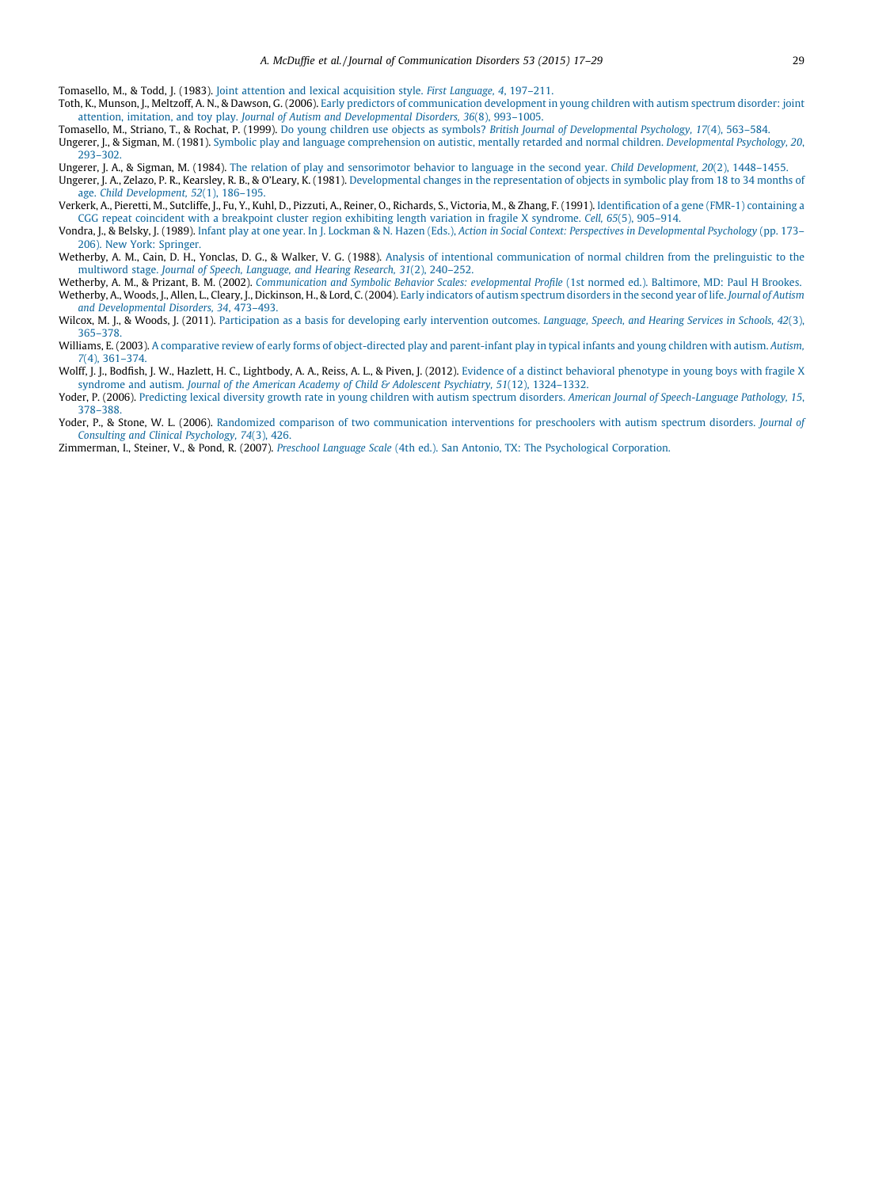Tomasello, M., & Todd, J. (1983). Joint attention and lexical acquisition style. *First Language, 4*, 197–211.

Toth, K., Munson, J., Meltzoff, A. N., & Dawson, G. (2006). Early predictors of communication development in young children with autism spectrum disorder: joint attention, imitation, and toy play. *Journal of Autism and Developmental Disorders, 36*(8), 993–1005.

Tomasello, M., Striano, T., & Rochat, P. (1999). Do young children use objects as symbols? *British Journal of Developmental Psychology, 17*(4), 563–584.

Ungerer, J., & Sigman, M. (1981). Symbolic play and language comprehension on autistic, mentally retarded and normal children. *Developmental Psychology, 20*, 293–302.

Ungerer, J. A., & Sigman, M. (1984). The relation of play and sensorimotor behavior to language in the second year. *Child Development, 20*(2), 1448–1455.

Ungerer, J. A., Zelazo, P. R., Kearsley, R. B., & O'Leary, K. (1981). Developmental changes in the representation of objects in symbolic play from 18 to 34 months of age. *Child Development, 52*(1), 186–195.

Verkerk, A., Pieretti, M., Sutcliffe, J., Fu, Y., Kuhl, D., Pizzuti, A., Reiner, O., Richards, S., Victoria, M., & Zhang, F. (1991). Identification of a gene (FMR-1) containing a CGG repeat coincident with a breakpoint cluster region exhibiting length variation in fragile X syndrome. *Cell, 65*(5), 905–914.

Vondra, J., & Belsky, J. (1989). Infant play at one year. In J. Lockman & N. Hazen (Eds.), *Action in Social Context: Perspectives in Developmental Psychology* (pp. 173–206). New York: Springer.

Wetherby, A. M., Cain, D. H., Yonclas, D. G., & Walker, V. G. (1988). Analysis of intentional communication of normal children from the prelinguistic to the multiword stage. *Journal of Speech, Language, and Hearing Research, 31*(2), 240–252.

Wetherby, A. M., & Prizant, B. M. (2002). *Communication and Symbolic Behavior Scales: evelopmental Profile* (1st normed ed.). Baltimore, MD: Paul H Brookes.

Wetherby, A., Woods, J., Allen, L., Cleary, J., Dickinson, H., & Lord, C. (2004). Early indicators of autism spectrum disorders in the second year of life. *Journal of Autism and Developmental Disorders, 34*, 473–493.

Wilcox, M. J., & Woods, J. (2011). Participation as a basis for developing early intervention outcomes. *Language, Speech, and Hearing Services in Schools, 42*(3), 365–378.

Williams, E. (2003). A comparative review of early forms of object-directed play and parent-infant play in typical infants and young children with autism. *Autism, 7*(4), 361–374.

Wolff, J. J., Bodfish, J. W., Hazlett, H. C., Lightbody, A. A., Reiss, A. L., & Piven, J. (2012). Evidence of a distinct behavioral phenotype in young boys with fragile X syndrome and autism. *Journal of the American Academy of Child & Adolescent Psychiatry, 51*(12), 1324–1332.

Yoder, P. (2006). Predicting lexical diversity growth rate in young children with autism spectrum disorders. *American Journal of Speech-Language Pathology, 15*, 378–388.

Yoder, P., & Stone, W. L. (2006). Randomized comparison of two communication interventions for preschoolers with autism spectrum disorders. *Journal of Consulting and Clinical Psychology, 74*(3), 426.

Zimmerman, I., Steiner, V., & Pond, R. (2007). *Preschool Language Scale* (4th ed.). San Antonio, TX: The Psychological Corporation.